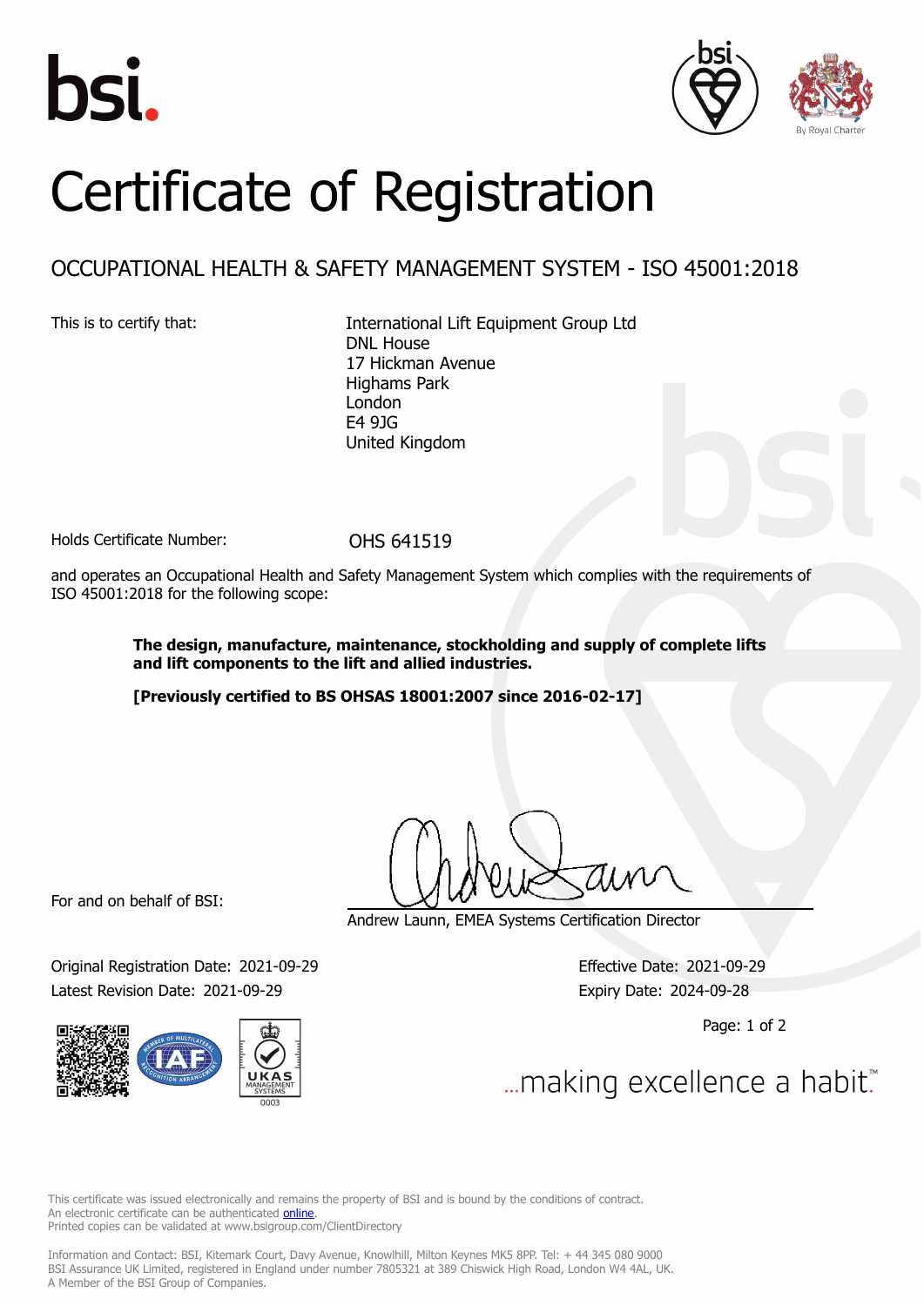# Certificate of Registration

## OCCUPATIONAL HEALTH & SAFETY MANAGEMENT SYSTEM - ISO 45001:2018

This is to certify that:

International Lift Equipment Group Ltd
DNL House
17 Hickman Avenue
Highams Park
London
E4 9JG
United Kingdom

Holds Certificate Number: OHS 641519

and operates an Occupational Health and Safety Management System which complies with the requirements of ISO 45001:2018 for the following scope:

**The design, manufacture, maintenance, stockholding and supply of complete lifts and lift components to the lift and allied industries.**

**[Previously certified to BS OHSAS 18001:2007 since 2016-02-17]**

For and on behalf of BSI:

Andrew Launn, EMEA Systems Certification Director

Original Registration Date: 2021-09-29
Effective Date: 2021-09-29
Latest Revision Date: 2021-09-29
Expiry Date: 2024-09-28

...making excellence a habit.™

This certificate was issued electronically and remains the property of BSI and is bound by the conditions of contract.
An electronic certificate can be authenticated online.
Printed copies can be validated at www.bsigroup.com/ClientDirectory

Information and Contact: BSI, Kitemark Court, Davy Avenue, Knowlhill, Milton Keynes MK5 8PP. Tel: + 44 345 080 9000
BSI Assurance UK Limited, registered in England under number 7805321 at 389 Chiswick High Road, London W4 4AL, UK.
A Member of the BSI Group of Companies.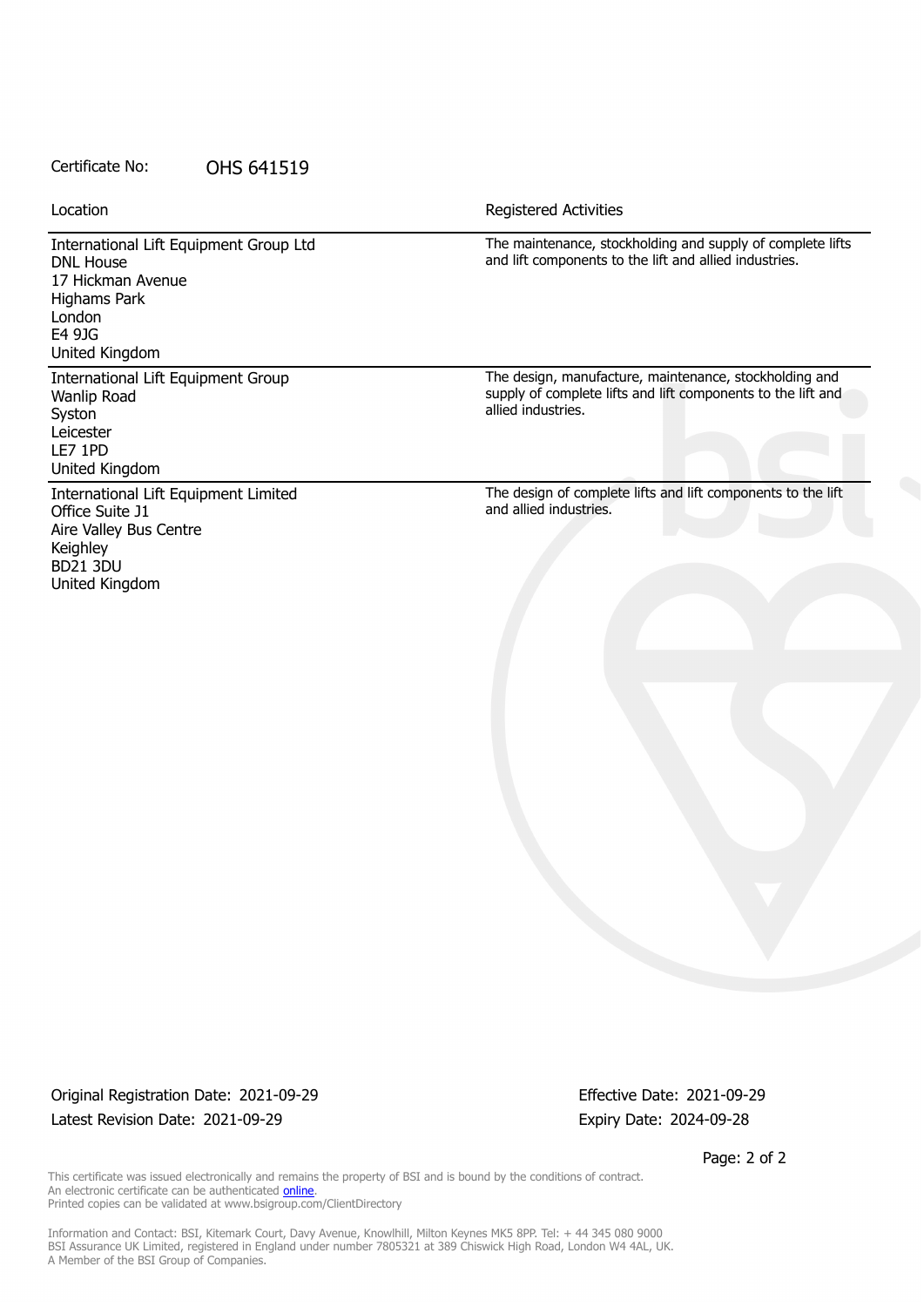Certificate No: OHS 641519

| Location | Registered Activities |
| --- | --- |
| International Lift Equipment Group Ltd<br>DNL House<br>17 Hickman Avenue<br>Highams Park<br>London<br>E4 9JG<br>United Kingdom | The maintenance, stockholding and supply of complete lifts and lift components to the lift and allied industries. |
| International Lift Equipment Group<br>Wanlip Road<br>Syston<br>Leicester<br>LE7 1PD<br>United Kingdom | The design, manufacture, maintenance, stockholding and supply of complete lifts and lift components to the lift and allied industries. |
| International Lift Equipment Limited<br>Office Suite J1<br>Aire Valley Bus Centre<br>Keighley<br>BD21 3DU<br>United Kingdom | The design of complete lifts and lift components to the lift and allied industries. |

Original Registration Date: 2021-09-29
Latest Revision Date: 2021-09-29

Effective Date: 2021-09-29
Expiry Date: 2024-09-28

This certificate was issued electronically and remains the property of BSI and is bound by the conditions of contract.
An electronic certificate can be authenticated online.
Printed copies can be validated at www.bsigroup.com/ClientDirectory

Information and Contact: BSI, Kitemark Court, Davy Avenue, Knowlhill, Milton Keynes MK5 8PP. Tel: + 44 345 080 9000
BSI Assurance UK Limited, registered in England under number 7805321 at 389 Chiswick High Road, London W4 4AL, UK.
A Member of the BSI Group of Companies.